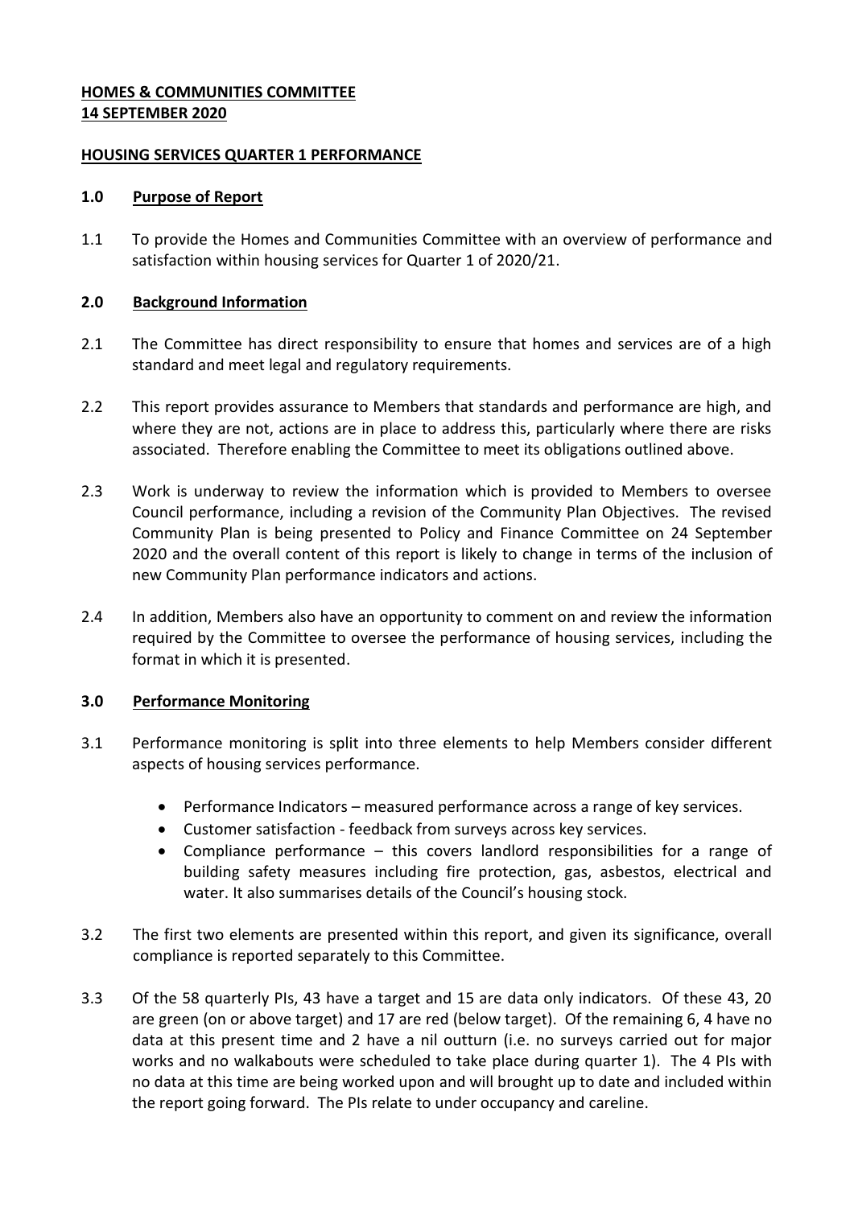**HOMES & COMMUNITIES COMMITTEE**
**14 SEPTEMBER 2020**

**HOUSING SERVICES QUARTER 1 PERFORMANCE**

## 1.0 Purpose of Report

1.1 To provide the Homes and Communities Committee with an overview of performance and satisfaction within housing services for Quarter 1 of 2020/21.

## 2.0 Background Information

2.1 The Committee has direct responsibility to ensure that homes and services are of a high standard and meet legal and regulatory requirements.

2.2 This report provides assurance to Members that standards and performance are high, and where they are not, actions are in place to address this, particularly where there are risks associated. Therefore enabling the Committee to meet its obligations outlined above.

2.3 Work is underway to review the information which is provided to Members to oversee Council performance, including a revision of the Community Plan Objectives. The revised Community Plan is being presented to Policy and Finance Committee on 24 September 2020 and the overall content of this report is likely to change in terms of the inclusion of new Community Plan performance indicators and actions.

2.4 In addition, Members also have an opportunity to comment on and review the information required by the Committee to oversee the performance of housing services, including the format in which it is presented.

## 3.0 Performance Monitoring

3.1 Performance monitoring is split into three elements to help Members consider different aspects of housing services performance.

- Performance Indicators – measured performance across a range of key services.
- Customer satisfaction - feedback from surveys across key services.
- Compliance performance – this covers landlord responsibilities for a range of building safety measures including fire protection, gas, asbestos, electrical and water. It also summarises details of the Council's housing stock.

3.2 The first two elements are presented within this report, and given its significance, overall compliance is reported separately to this Committee.

3.3 Of the 58 quarterly PIs, 43 have a target and 15 are data only indicators. Of these 43, 20 are green (on or above target) and 17 are red (below target). Of the remaining 6, 4 have no data at this present time and 2 have a nil outturn (i.e. no surveys carried out for major works and no walkabouts were scheduled to take place during quarter 1). The 4 PIs with no data at this time are being worked upon and will brought up to date and included within the report going forward. The PIs relate to under occupancy and careline.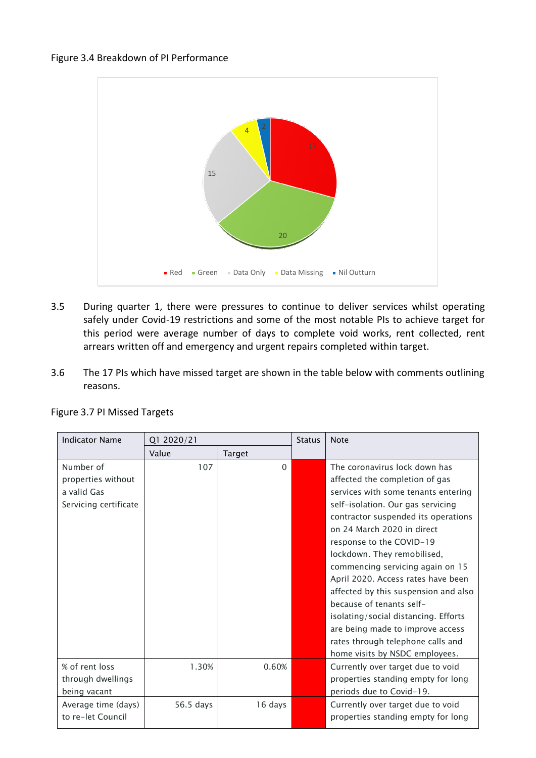Figure 3.4 Breakdown of PI Performance

3.5 During quarter 1, there were pressures to continue to deliver services whilst operating safely under Covid-19 restrictions and some of the most notable PIs to achieve target for this period were average number of days to complete void works, rent collected, rent arrears written off and emergency and urgent repairs completed within target.

3.6 The 17 PIs which have missed target are shown in the table below with comments outlining reasons.

Figure 3.7 PI Missed Targets

| Indicator Name | Q1 2020/21 | | Status | Note |
|---|---|---|---|---|
| | Value | Target | | |
| Number of properties without a valid Gas Servicing certificate | 107 | 0 | | The coronavirus lock down has affected the completion of gas services with some tenants entering self-isolation. Our gas servicing contractor suspended its operations on 24 March 2020 in direct response to the COVID-19 lockdown. They remobilised, commencing servicing again on 15 April 2020. Access rates have been affected by this suspension and also because of tenants self-isolating/social distancing. Efforts are being made to improve access rates through telephone calls and home visits by NSDC employees. |
| % of rent loss through dwellings being vacant | 1.30% | 0.60% | | Currently over target due to void properties standing empty for long periods due to Covid-19. |
| Average time (days) to re-let Council | 56.5 days | 16 days | | Currently over target due to void properties standing empty for long |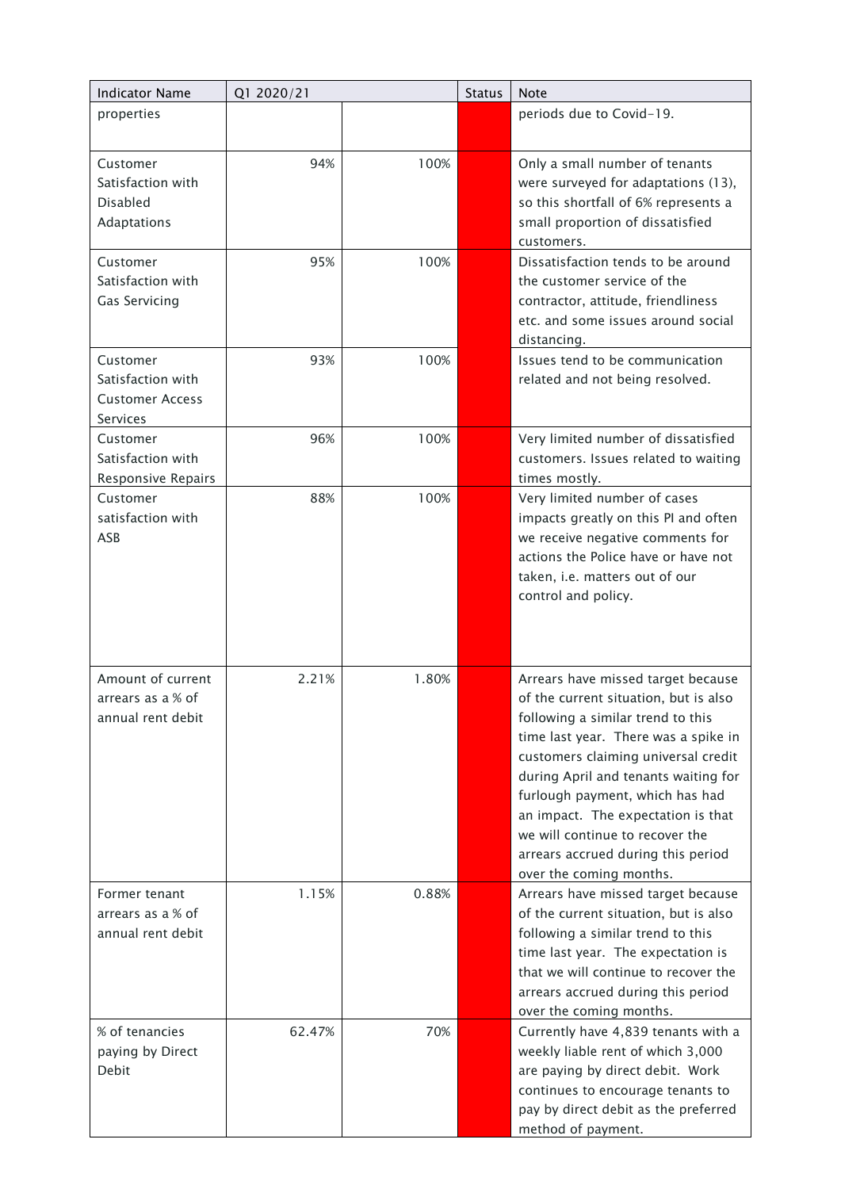| Indicator Name | Q1 2020/21 | | Status | Note |
|---|---|---|---|---|
| properties | | | | periods due to Covid-19. |
| Customer Satisfaction with Disabled Adaptations | 94% | 100% | | Only a small number of tenants were surveyed for adaptations (13), so this shortfall of 6% represents a small proportion of dissatisfied customers. |
| Customer Satisfaction with Gas Servicing | 95% | 100% | | Dissatisfaction tends to be around the customer service of the contractor, attitude, friendliness etc. and some issues around social distancing. |
| Customer Satisfaction with Customer Access Services | 93% | 100% | | Issues tend to be communication related and not being resolved. |
| Customer Satisfaction with Responsive Repairs | 96% | 100% | | Very limited number of dissatisfied customers. Issues related to waiting times mostly. |
| Customer satisfaction with ASB | 88% | 100% | | Very limited number of cases impacts greatly on this PI and often we receive negative comments for actions the Police have or have not taken, i.e. matters out of our control and policy. |
| Amount of current arrears as a % of annual rent debit | 2.21% | 1.80% | | Arrears have missed target because of the current situation, but is also following a similar trend to this time last year. There was a spike in customers claiming universal credit during April and tenants waiting for furlough payment, which has had an impact. The expectation is that we will continue to recover the arrears accrued during this period over the coming months. |
| Former tenant arrears as a % of annual rent debit | 1.15% | 0.88% | | Arrears have missed target because of the current situation, but is also following a similar trend to this time last year. The expectation is that we will continue to recover the arrears accrued during this period over the coming months. |
| % of tenancies paying by Direct Debit | 62.47% | 70% | | Currently have 4,839 tenants with a weekly liable rent of which 3,000 are paying by direct debit. Work continues to encourage tenants to pay by direct debit as the preferred method of payment. |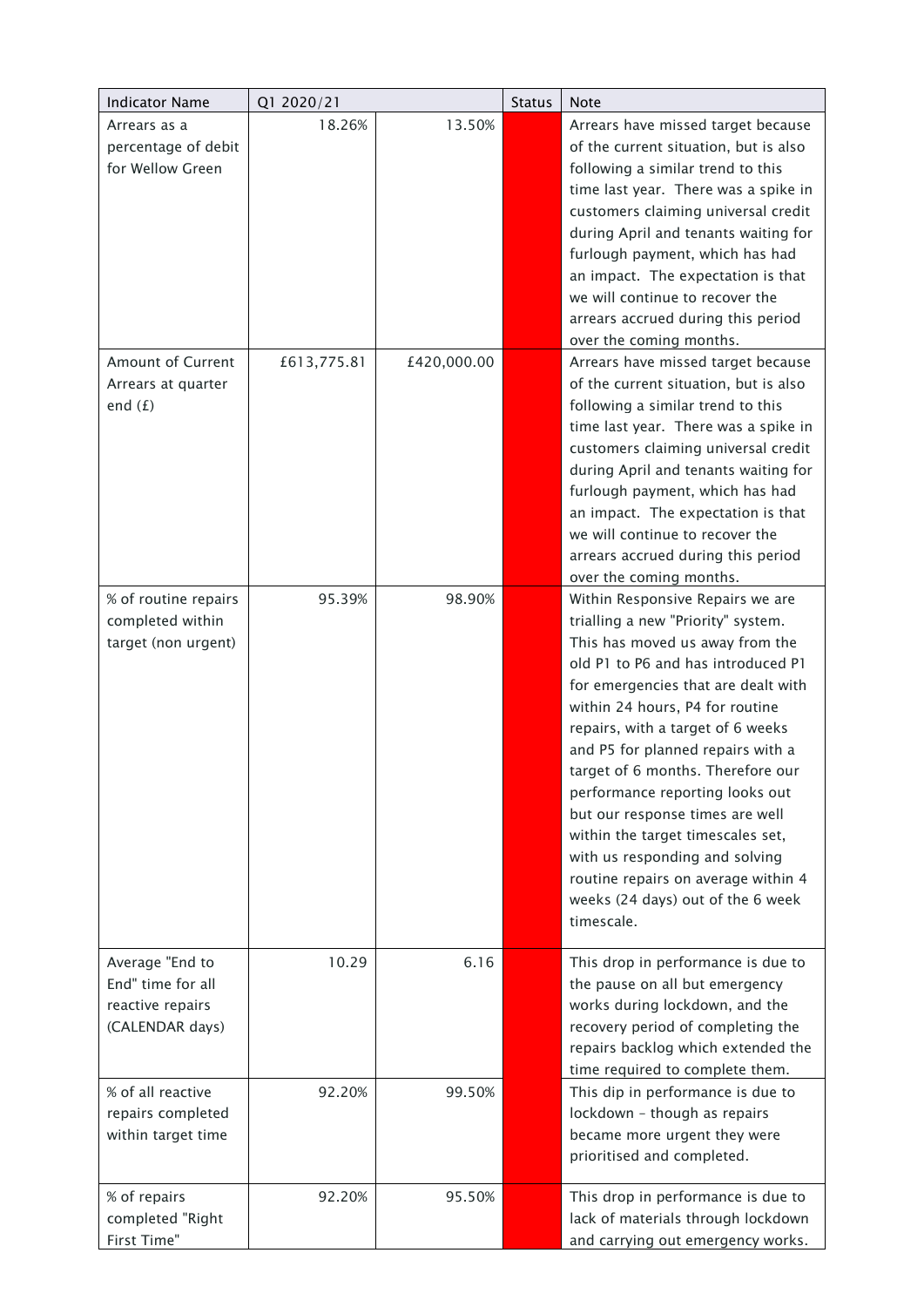| Indicator Name | Q1 2020/21 | | Status | Note |
| --- | --- | --- | --- | --- |
| Arrears as a percentage of debit for Wellow Green | 18.26% | 13.50% | | Arrears have missed target because of the current situation, but is also following a similar trend to this time last year. There was a spike in customers claiming universal credit during April and tenants waiting for furlough payment, which has had an impact. The expectation is that we will continue to recover the arrears accrued during this period over the coming months. |
| Amount of Current Arrears at quarter end (£) | £613,775.81 | £420,000.00 | | Arrears have missed target because of the current situation, but is also following a similar trend to this time last year. There was a spike in customers claiming universal credit during April and tenants waiting for furlough payment, which has had an impact. The expectation is that we will continue to recover the arrears accrued during this period over the coming months. |
| % of routine repairs completed within target (non urgent) | 95.39% | 98.90% | | Within Responsive Repairs we are trialling a new "Priority" system. This has moved us away from the old P1 to P6 and has introduced P1 for emergencies that are dealt with within 24 hours, P4 for routine repairs, with a target of 6 weeks and P5 for planned repairs with a target of 6 months. Therefore our performance reporting looks out but our response times are well within the target timescales set, with us responding and solving routine repairs on average within 4 weeks (24 days) out of the 6 week timescale. |
| Average "End to End" time for all reactive repairs (CALENDAR days) | 10.29 | 6.16 | | This drop in performance is due to the pause on all but emergency works during lockdown, and the recovery period of completing the repairs backlog which extended the time required to complete them. |
| % of all reactive repairs completed within target time | 92.20% | 99.50% | | This dip in performance is due to lockdown – though as repairs became more urgent they were prioritised and completed. |
| % of repairs completed "Right First Time" | 92.20% | 95.50% | | This drop in performance is due to lack of materials through lockdown and carrying out emergency works. |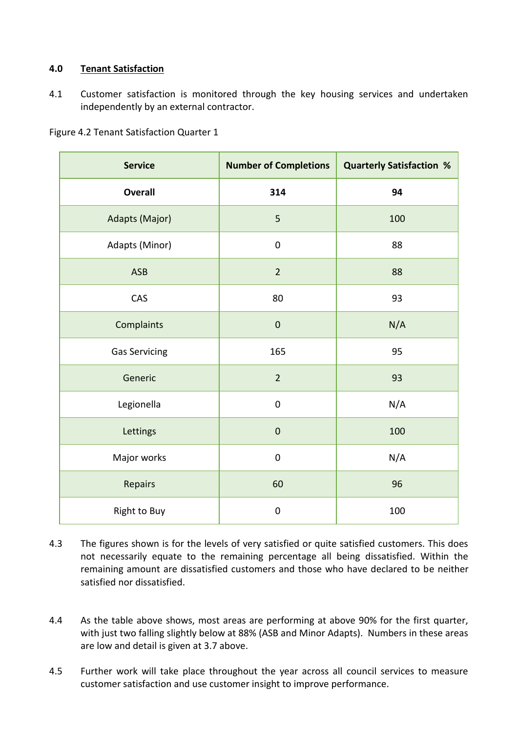## 4.0 Tenant Satisfaction

4.1 Customer satisfaction is monitored through the key housing services and undertaken independently by an external contractor.

Figure 4.2 Tenant Satisfaction Quarter 1

| Service | Number of Completions | Quarterly Satisfaction % |
|---|---|---|
| **Overall** | **314** | **94** |
| Adapts (Major) | 5 | 100 |
| Adapts (Minor) | 0 | 88 |
| ASB | 2 | 88 |
| CAS | 80 | 93 |
| Complaints | 0 | N/A |
| Gas Servicing | 165 | 95 |
| Generic | 2 | 93 |
| Legionella | 0 | N/A |
| Lettings | 0 | 100 |
| Major works | 0 | N/A |
| Repairs | 60 | 96 |
| Right to Buy | 0 | 100 |

4.3 The figures shown is for the levels of very satisfied or quite satisfied customers. This does not necessarily equate to the remaining percentage all being dissatisfied. Within the remaining amount are dissatisfied customers and those who have declared to be neither satisfied nor dissatisfied.

4.4 As the table above shows, most areas are performing at above 90% for the first quarter, with just two falling slightly below at 88% (ASB and Minor Adapts). Numbers in these areas are low and detail is given at 3.7 above.

4.5 Further work will take place throughout the year across all council services to measure customer satisfaction and use customer insight to improve performance.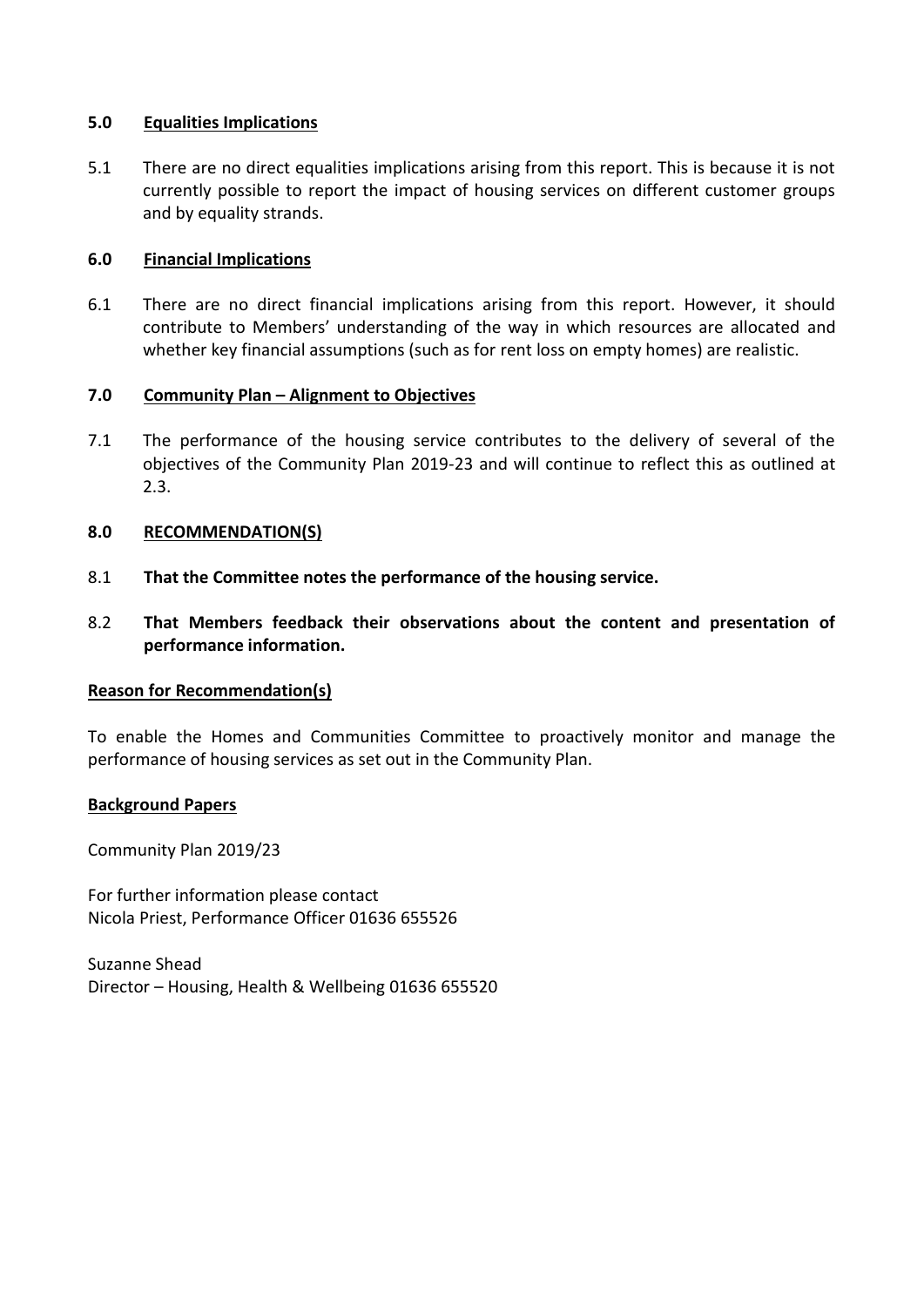## 5.0 Equalities Implications

5.1 There are no direct equalities implications arising from this report. This is because it is not currently possible to report the impact of housing services on different customer groups and by equality strands.

## 6.0 Financial Implications

6.1 There are no direct financial implications arising from this report. However, it should contribute to Members' understanding of the way in which resources are allocated and whether key financial assumptions (such as for rent loss on empty homes) are realistic.

## 7.0 Community Plan – Alignment to Objectives

7.1 The performance of the housing service contributes to the delivery of several of the objectives of the Community Plan 2019-23 and will continue to reflect this as outlined at 2.3.

## 8.0 RECOMMENDATION(S)

8.1 **That the Committee notes the performance of the housing service.**

8.2 **That Members feedback their observations about the content and presentation of performance information.**

**Reason for Recommendation(s)**

To enable the Homes and Communities Committee to proactively monitor and manage the performance of housing services as set out in the Community Plan.

**Background Papers**

Community Plan 2019/23

For further information please contact
Nicola Priest, Performance Officer 01636 655526

Suzanne Shead
Director – Housing, Health & Wellbeing 01636 655520